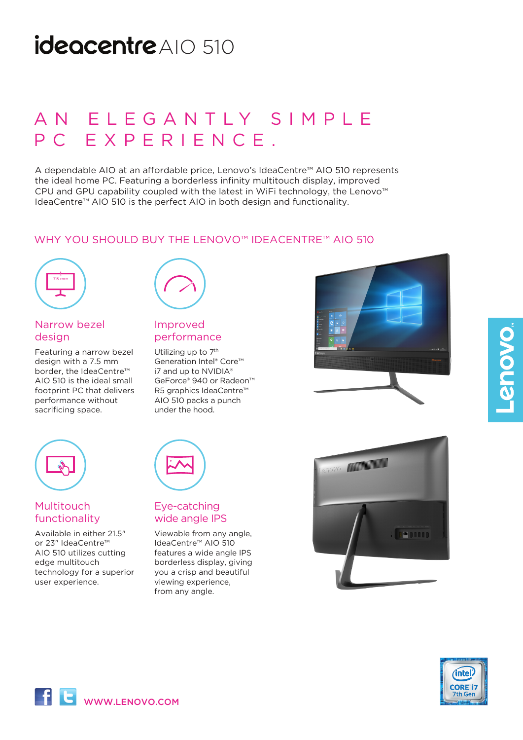# ideacentre AIO 510

## AN ELEGANTLY SIMPLE PC EXPERIENCE.

A dependable AIO at an affordable price, Lenovo's IdeaCentre™ AIO 510 represents the ideal home PC. Featuring a borderless infinity multitouch display, improved CPU and GPU capability coupled with the latest in WiFi technology, the Lenovo™ IdeaCentre™ AIO 510 is the perfect AIO in both design and functionality.

### WHY YOU SHOULD BUY THE LENOVO™ IDEACENTRE™ AIO 510

#### Narrow bezel design

Featuring a narrow bezel design with a 7.5 mm border, the IdeaCentre™ AIO 510 is the ideal small footprint PC that delivers performance without sacrificing space.

#### Improved performance

Utilizing up to 7th Generation Intel® Core™ i7 and up to NVIDIA® GeForce® 940 or Radeon™ R5 graphics IdeaCentre™ AIO 510 packs a punch under the hood.

#### Multitouch functionality

Available in either 21.5" or 23" IdeaCentre™ AIO 510 utilizes cutting edge multitouch technology for a superior user experience.

#### Eye-catching wide angle IPS

Viewable from any angle, IdeaCentre™ AIO 510 features a wide angle IPS borderless display, giving you a crisp and beautiful viewing experience, from any angle.

WWW.LENOVO.COM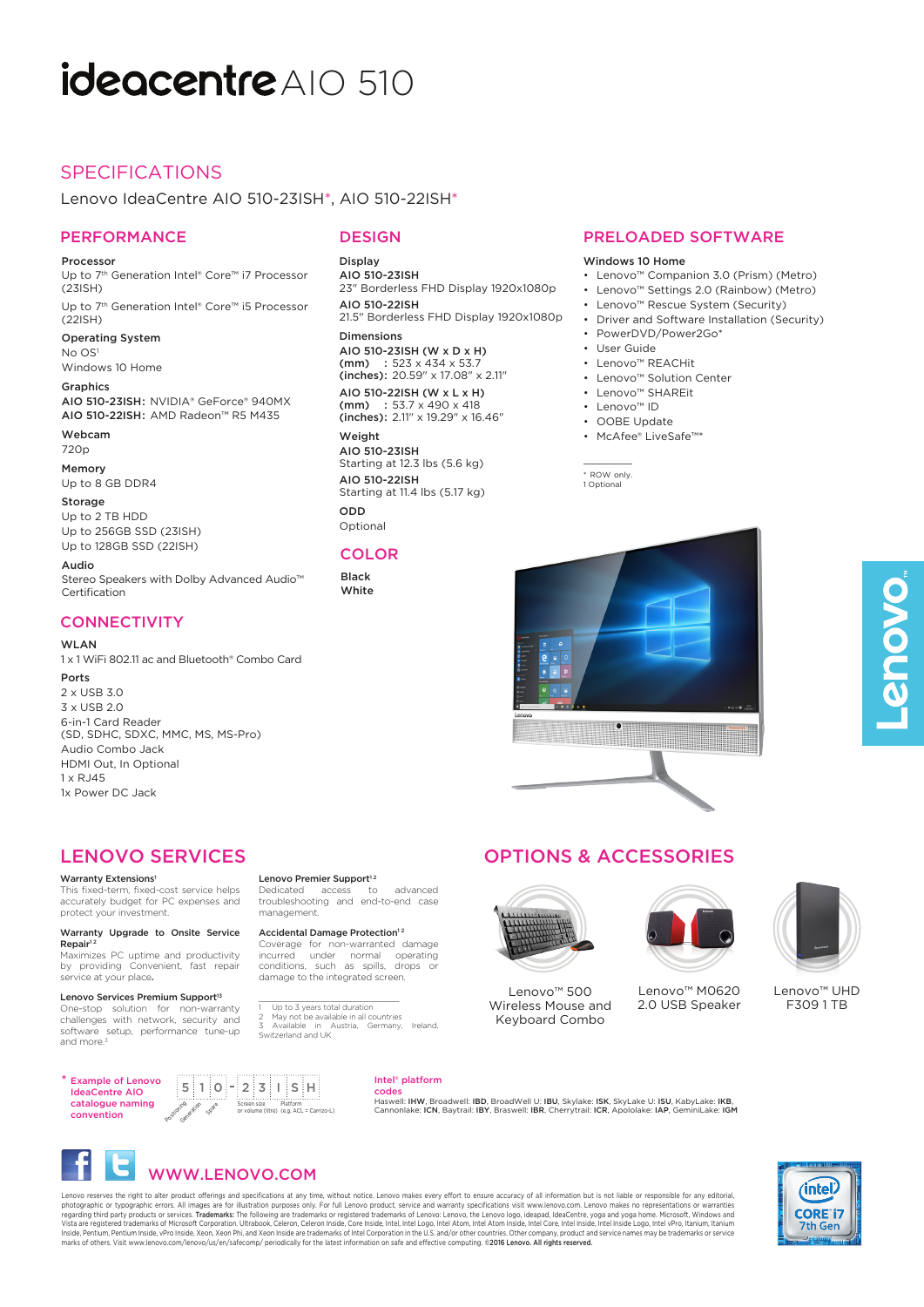# ideacentre AIO 510

## SPECIFICATIONS

Lenovo IdeaCentre AIO 510-23ISH*, AIO 510-22ISH*

## PERFORMANCE

**Processor**
Up to 7th Generation Intel® Core™ i7 Processor (23ISH)
Up to 7th Generation Intel® Core™ i5 Processor (22ISH)

**Operating System**
No OS[1]
Windows 10 Home

**Graphics**
**AIO 510-23ISH:** NVIDIA® GeForce® 940MX
**AIO 510-22ISH:** AMD Radeon™ R5 M435

**Webcam**
720p

**Memory**
Up to 8 GB DDR4

**Storage**
Up to 2 TB HDD
Up to 256GB SSD (23ISH)
Up to 128GB SSD (22ISH)

**Audio**
Stereo Speakers with Dolby Advanced Audio™ Certification

## CONNECTIVITY

**WLAN**
1 x 1 WiFi 802.11 ac and Bluetooth® Combo Card

**Ports**
2 x USB 3.0
3 x USB 2.0
6-in-1 Card Reader
(SD, SDHC, SDXC, MMC, MS, MS-Pro)
Audio Combo Jack
HDMI Out, In Optional
1 x RJ45
1x Power DC Jack

## DESIGN

**Display**
**AIO 510-23ISH**
23" Borderless FHD Display 1920x1080p
**AIO 510-22ISH**
21.5" Borderless FHD Display 1920x1080p

**Dimensions**
**AIO 510-23ISH (W x D x H)**
**(mm)** : 523 x 434 x 53.7
**(inches):** 20.59" x 17.08" x 2.11"
**AIO 510-22ISH (W x L x H)**
**(mm)** : 53.7 x 490 x 418
**(inches):** 2.11" x 19.29" x 16.46"

**Weight**
**AIO 510-23ISH**
Starting at 12.3 lbs (5.6 kg)
**AIO 510-22ISH**
Starting at 11.4 lbs (5.17 kg)

**ODD**
Optional

## COLOR

**Black**
**White**

## PRELOADED SOFTWARE

**Windows 10 Home**

- Lenovo™ Companion 3.0 (Prism) (Metro)
- Lenovo™ Settings 2.0 (Rainbow) (Metro)
- Lenovo™ Rescue System (Security)
- Driver and Software Installation (Security)
- PowerDVD/Power2Go*
- User Guide
- Lenovo™ REACHit
- Lenovo™ Solution Center
- Lenovo™ SHAREit
- Lenovo™ ID
- OOBE Update
- McAfee® LiveSafe™*

* ROW only.
1 Optional

## LENOVO SERVICES

**Warranty Extensions**[1]
This fixed-term, fixed-cost service helps accurately budget for PC expenses and protect your investment.

**Warranty Upgrade to Onsite Service Repair**[1 2]
Maximizes PC uptime and productivity by providing Convenient, fast repair service at your place.

**Lenovo Services Premium Support**[1 3]
One-stop solution for non-warranty challenges with network, security and software setup, performance tune-up and more.[3]

**Lenovo Premier Support**[1 2]
Dedicated access to advanced troubleshooting and end-to-end case management.

**Accidental Damage Protection**[1 2]
Coverage for non-warranted damage incurred under normal operating conditions, such as spills, drops or damage to the integrated screen.

1 Up to 3 years total duration
2 May not be available in all countries
3 Available in Austria, Germany, Ireland, Switzerland and UK

## OPTIONS & ACCESSORIES

Lenovo™ 500 Wireless Mouse and Keyboard Combo

Lenovo™ M0620 2.0 USB Speaker

Lenovo™ UHD F309 1 TB

\* **Example of Lenovo IdeaCentre AIO catalogue naming convention**

5 1 0 - 2 3 I S H
Positioning, Generation, Spare, Screen size or volume (litre), Platform (e.g. ACL = Carrizo-L)

**Intel® platform codes**
Haswell: **IHW**, Broadwell: **IBD**, BroadWell U: **IBU**, Skylake: **ISK**, SkyLake U: **ISU**, KabyLake: **IKB**, Cannonlake: **ICN**, Baytrail: **IBY**, Braswell: **IBR**, Cherrytrail: **ICR**, Apololake: **IAP**, GeminiLake: **IGM**

WWW.LENOVO.COM

Lenovo reserves the right to alter product offerings and specifications at any time, without notice. Lenovo makes every effort to ensure accuracy of all information but is not liable or responsible for any editorial, photographic or typographic errors. All images are for illustration purposes only. For full Lenovo product, service and warranty specifications visit www.lenovo.com. Lenovo makes no representations or warranties regarding third party products or services. **Trademarks:** The following are trademarks or registered trademarks of Lenovo: Lenovo, the Lenovo logo, ideapad, IdeaCentre, yoga and yoga home. Microsoft, Windows and Vista are registered trademarks of Microsoft Corporation. Ultrabook, Celeron, Celeron Inside, Core Inside, Intel, Intel Logo, Intel Atom, Intel Atom Inside, Intel Core, Intel Inside, Intel Inside Logo, Intel vPro, Itanium, Itanium Inside, Pentium, Pentium Inside, vPro Inside, Xeon, Xeon Phi, and Xeon Inside are trademarks of Intel Corporation in the U.S. and/or other countries. Other company, product and service names may be trademarks or service marks of others. Visit www.lenovo.com/lenovo/us/en/safecomp/ periodically for the latest information on safe and effective computing. **©2016 Lenovo. All rights reserved.**